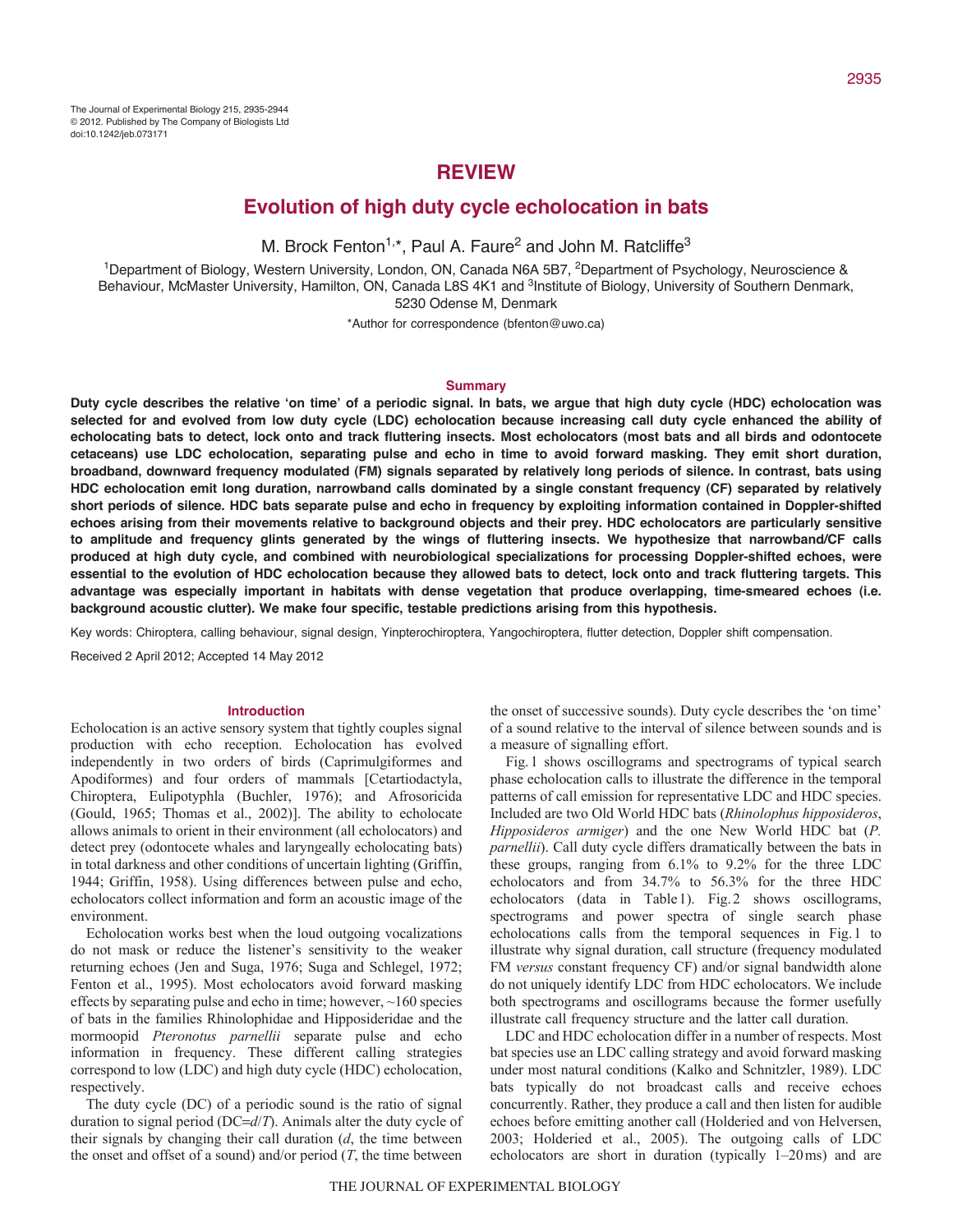# REVIEW

# Evolution of high duty cycle echolocation in bats

M. Brock Fenton[1,*], Paul A. Faure[2] and John M. Ratcliffe[3]

[1]Department of Biology, Western University, London, ON, Canada N6A 5B7, [2]Department of Psychology, Neuroscience & Behaviour, McMaster University, Hamilton, ON, Canada L8S 4K1 and [3]Institute of Biology, University of Southern Denmark, 5230 Odense M, Denmark

*Author for correspondence (bfenton@uwo.ca)

## Summary

**Duty cycle describes the relative 'on time' of a periodic signal. In bats, we argue that high duty cycle (HDC) echolocation was selected for and evolved from low duty cycle (LDC) echolocation because increasing call duty cycle enhanced the ability of echolocating bats to detect, lock onto and track fluttering insects. Most echolocators (most bats and all birds and odontocete cetaceans) use LDC echolocation, separating pulse and echo in time to avoid forward masking. They emit short duration, broadband, downward frequency modulated (FM) signals separated by relatively long periods of silence. In contrast, bats using HDC echolocation emit long duration, narrowband calls dominated by a single constant frequency (CF) separated by relatively short periods of silence. HDC bats separate pulse and echo in frequency by exploiting information contained in Doppler-shifted echoes arising from their movements relative to background objects and their prey. HDC echolocators are particularly sensitive to amplitude and frequency glints generated by the wings of fluttering insects. We hypothesize that narrowband/CF calls produced at high duty cycle, and combined with neurobiological specializations for processing Doppler-shifted echoes, were essential to the evolution of HDC echolocation because they allowed bats to detect, lock onto and track fluttering targets. This advantage was especially important in habitats with dense vegetation that produce overlapping, time-smeared echoes (i.e. background acoustic clutter). We make four specific, testable predictions arising from this hypothesis.**

Key words: Chiroptera, calling behaviour, signal design, Yinpterochiroptera, Yangochiroptera, flutter detection, Doppler shift compensation.

Received 2 April 2012; Accepted 14 May 2012

## Introduction

Echolocation is an active sensory system that tightly couples signal production with echo reception. Echolocation has evolved independently in two orders of birds (Caprimulgiformes and Apodiformes) and four orders of mammals [Cetartiodactyla, Chiroptera, Eulipotyphla (Buchler, 1976); and Afrosoricida (Gould, 1965; Thomas et al., 2002)]. The ability to echolocate allows animals to orient in their environment (all echolocators) and detect prey (odontocete whales and laryngeally echolocating bats) in total darkness and other conditions of uncertain lighting (Griffin, 1944; Griffin, 1958). Using differences between pulse and echo, echolocators collect information and form an acoustic image of the environment.

Echolocation works best when the loud outgoing vocalizations do not mask or reduce the listener's sensitivity to the weaker returning echoes (Jen and Suga, 1976; Suga and Schlegel, 1972; Fenton et al., 1995). Most echolocators avoid forward masking effects by separating pulse and echo in time; however, ~160 species of bats in the families Rhinolophidae and Hipposideridae and the mormoopid *Pteronotus parnellii* separate pulse and echo information in frequency. These different calling strategies correspond to low (LDC) and high duty cycle (HDC) echolocation, respectively.

The duty cycle (DC) of a periodic sound is the ratio of signal duration to signal period (DC=$d$/$T$). Animals alter the duty cycle of their signals by changing their call duration ($d$, the time between the onset and offset of a sound) and/or period ($T$, the time between the onset of successive sounds). Duty cycle describes the 'on time' of a sound relative to the interval of silence between sounds and is a measure of signalling effort.

Fig. 1 shows oscillograms and spectrograms of typical search phase echolocation calls to illustrate the difference in the temporal patterns of call emission for representative LDC and HDC species. Included are two Old World HDC bats (*Rhinolophus hipposideros*, *Hipposideros armiger*) and the one New World HDC bat (*P. parnellii*). Call duty cycle differs dramatically between the bats in these groups, ranging from 6.1% to 9.2% for the three LDC echolocators and from 34.7% to 56.3% for the three HDC echolocators (data in Table 1). Fig. 2 shows oscillograms, spectrograms and power spectra of single search phase echolocations calls from the temporal sequences in Fig. 1 to illustrate why signal duration, call structure (frequency modulated FM *versus* constant frequency CF) and/or signal bandwidth alone do not uniquely identify LDC from HDC echolocators. We include both spectrograms and oscillograms because the former usefully illustrate call frequency structure and the latter call duration.

LDC and HDC echolocation differ in a number of respects. Most bat species use an LDC calling strategy and avoid forward masking under most natural conditions (Kalko and Schnitzler, 1989). LDC bats typically do not broadcast calls and receive echoes concurrently. Rather, they produce a call and then listen for audible echoes before emitting another call (Holderied and von Helversen, 2003; Holderied et al., 2005). The outgoing calls of LDC echolocators are short in duration (typically 1–20 ms) and are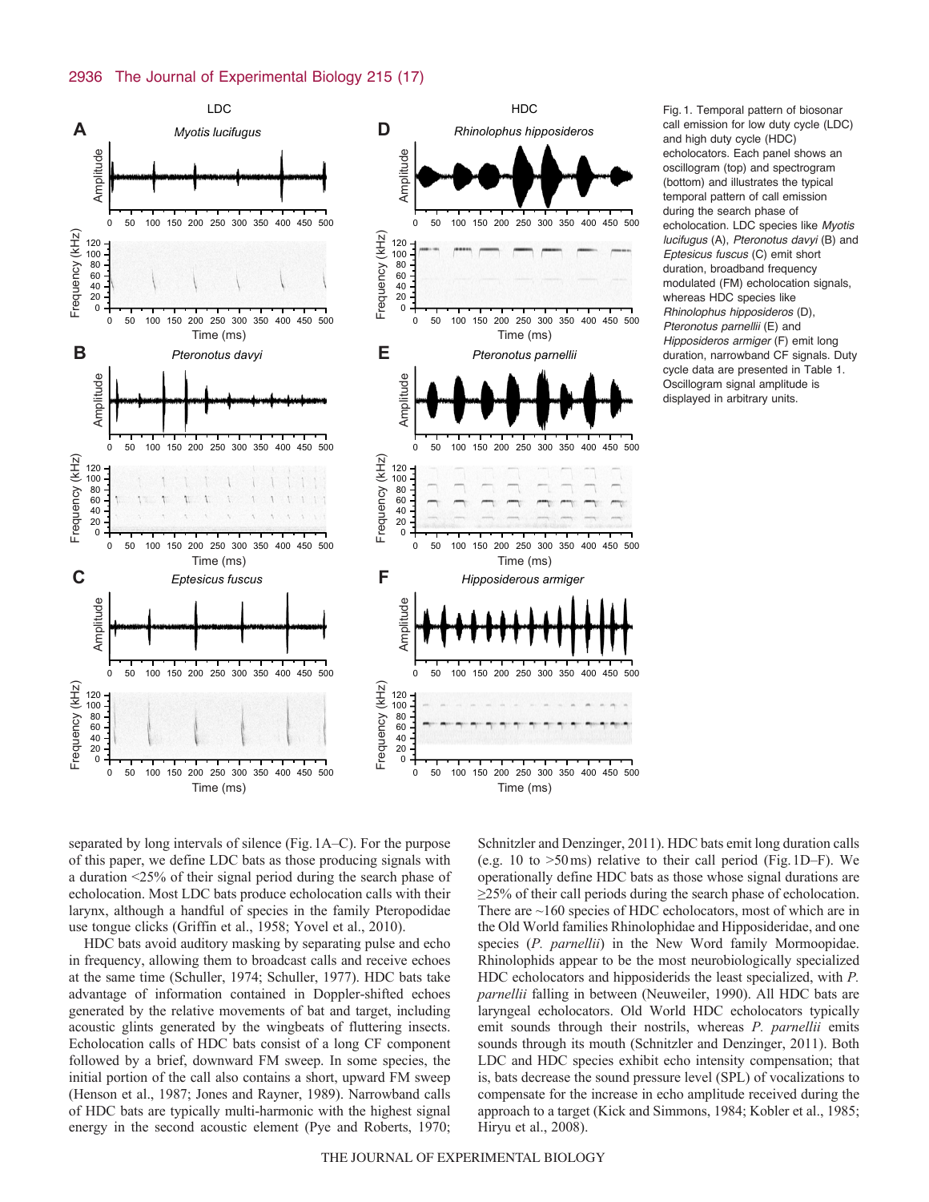Fig. 1. Temporal pattern of biosonar call emission for low duty cycle (LDC) and high duty cycle (HDC) echolocators. Each panel shows an oscillogram (top) and spectrogram (bottom) and illustrates the typical temporal pattern of call emission during the search phase of echolocation. LDC species like *Myotis lucifugus* (A), *Pteronotus davyi* (B) and *Eptesicus fuscus* (C) emit short duration, broadband frequency modulated (FM) echolocation signals, whereas HDC species like *Rhinolophus hipposideros* (D), *Pteronotus parnellii* (E) and *Hipposideros armiger* (F) emit long duration, narrowband CF signals. Duty cycle data are presented in Table 1. Oscillogram signal amplitude is displayed in arbitrary units.

separated by long intervals of silence (Fig. 1A–C). For the purpose of this paper, we define LDC bats as those producing signals with a duration <25% of their signal period during the search phase of echolocation. Most LDC bats produce echolocation calls with their larynx, although a handful of species in the family Pteropodidae use tongue clicks (Griffin et al., 1958; Yovel et al., 2010).

HDC bats avoid auditory masking by separating pulse and echo in frequency, allowing them to broadcast calls and receive echoes at the same time (Schuller, 1974; Schuller, 1977). HDC bats take advantage of information contained in Doppler-shifted echoes generated by the relative movements of bat and target, including acoustic glints generated by the wingbeats of fluttering insects. Echolocation calls of HDC bats consist of a long CF component followed by a brief, downward FM sweep. In some species, the initial portion of the call also contains a short, upward FM sweep (Henson et al., 1987; Jones and Rayner, 1989). Narrowband calls of HDC bats are typically multi-harmonic with the highest signal energy in the second acoustic element (Pye and Roberts, 1970; Schnitzler and Denzinger, 2011). HDC bats emit long duration calls (e.g. 10 to >50 ms) relative to their call period (Fig. 1D–F). We operationally define HDC bats as those whose signal durations are ≥25% of their call periods during the search phase of echolocation. There are ~160 species of HDC echolocators, most of which are in the Old World families Rhinolophidae and Hipposideridae, and one species (*P. parnellii*) in the New Word family Mormoopidae. Rhinolophids appear to be the most neurobiologically specialized HDC echolocators and hipposiderids the least specialized, with *P. parnellii* falling in between (Neuweiler, 1990). All HDC bats are laryngeal echolocators. Old World HDC echolocators typically emit sounds through their nostrils, whereas *P. parnellii* emits sounds through its mouth (Schnitzler and Denzinger, 2011). Both LDC and HDC species exhibit echo intensity compensation; that is, bats decrease the sound pressure level (SPL) of vocalizations to compensate for the increase in echo amplitude received during the approach to a target (Kick and Simmons, 1984; Kobler et al., 1985; Hiryu et al., 2008).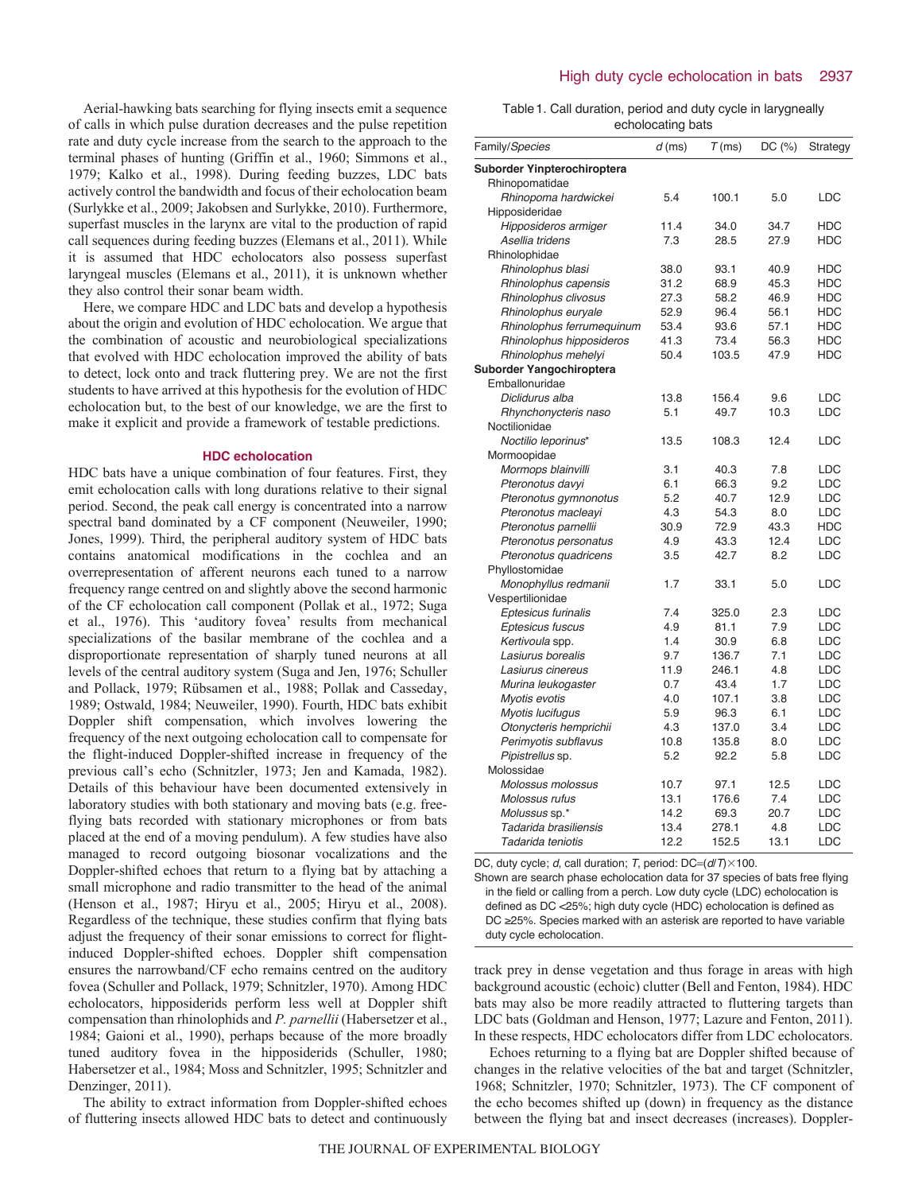Aerial-hawking bats searching for flying insects emit a sequence of calls in which pulse duration decreases and the pulse repetition rate and duty cycle increase from the search to the approach to the terminal phases of hunting (Griffin et al., 1960; Simmons et al., 1979; Kalko et al., 1998). During feeding buzzes, LDC bats actively control the bandwidth and focus of their echolocation beam (Surlykke et al., 2009; Jakobsen and Surlykke, 2010). Furthermore, superfast muscles in the larynx are vital to the production of rapid call sequences during feeding buzzes (Elemans et al., 2011). While it is assumed that HDC echolocators also possess superfast laryngeal muscles (Elemans et al., 2011), it is unknown whether they also control their sonar beam width.

Here, we compare HDC and LDC bats and develop a hypothesis about the origin and evolution of HDC echolocation. We argue that the combination of acoustic and neurobiological specializations that evolved with HDC echolocation improved the ability of bats to detect, lock onto and track fluttering prey. We are not the first students to have arrived at this hypothesis for the evolution of HDC echolocation but, to the best of our knowledge, we are the first to make it explicit and provide a framework of testable predictions.

## HDC echolocation

HDC bats have a unique combination of four features. First, they emit echolocation calls with long durations relative to their signal period. Second, the peak call energy is concentrated into a narrow spectral band dominated by a CF component (Neuweiler, 1990; Jones, 1999). Third, the peripheral auditory system of HDC bats contains anatomical modifications in the cochlea and an overrepresentation of afferent neurons each tuned to a narrow frequency range centred on and slightly above the second harmonic of the CF echolocation call component (Pollak et al., 1972; Suga et al., 1976). This 'auditory fovea' results from mechanical specializations of the basilar membrane of the cochlea and a disproportionate representation of sharply tuned neurons at all levels of the central auditory system (Suga and Jen, 1976; Schuller and Pollack, 1979; Rübsamen et al., 1988; Pollak and Casseday, 1989; Ostwald, 1984; Neuweiler, 1990). Fourth, HDC bats exhibit Doppler shift compensation, which involves lowering the frequency of the next outgoing echolocation call to compensate for the flight-induced Doppler-shifted increase in frequency of the previous call's echo (Schnitzler, 1973; Jen and Kamada, 1982). Details of this behaviour have been documented extensively in laboratory studies with both stationary and moving bats (e.g. free-flying bats recorded with stationary microphones or from bats placed at the end of a moving pendulum). A few studies have also managed to record outgoing biosonar vocalizations and the Doppler-shifted echoes that return to a flying bat by attaching a small microphone and radio transmitter to the head of the animal (Henson et al., 1987; Hiryu et al., 2005; Hiryu et al., 2008). Regardless of the technique, these studies confirm that flying bats adjust the frequency of their sonar emissions to correct for flight-induced Doppler-shifted echoes. Doppler shift compensation ensures the narrowband/CF echo remains centred on the auditory fovea (Schuller and Pollack, 1979; Schnitzler, 1970). Among HDC echolocators, hipposiderids perform less well at Doppler shift compensation than rhinolophids and *P. parnellii* (Habersetzer et al., 1984; Gaioni et al., 1990), perhaps because of the more broadly tuned auditory fovea in the hipposiderids (Schuller, 1980; Habersetzer et al., 1984; Moss and Schnitzler, 1995; Schnitzler and Denzinger, 2011).

The ability to extract information from Doppler-shifted echoes of fluttering insects allowed HDC bats to detect and continuously track prey in dense vegetation and thus forage in areas with high background acoustic (echoic) clutter (Bell and Fenton, 1984). HDC bats may also be more readily attracted to fluttering targets than LDC bats (Goldman and Henson, 1977; Lazure and Fenton, 2011). In these respects, HDC echolocators differ from LDC echolocators.

Echoes returning to a flying bat are Doppler shifted because of changes in the relative velocities of the bat and target (Schnitzler, 1968; Schnitzler, 1970; Schnitzler, 1973). The CF component of the echo becomes shifted up (down) in frequency as the distance between the flying bat and insect decreases (increases). Doppler-

Table 1. Call duration, period and duty cycle in laryngeally echolocating bats

| Family/*Species* | $d$ (ms) | $T$ (ms) | DC (%) | Strategy |
|---|---|---|---|---|
| **Suborder Yinpterochiroptera** | | | | |
| Rhinopomatidae | | | | |
| *Rhinopoma hardwickei* | 5.4 | 100.1 | 5.0 | LDC |
| Hipposideridae | | | | |
| *Hipposideros armiger* | 11.4 | 34.0 | 34.7 | HDC |
| *Asellia tridens* | 7.3 | 28.5 | 27.9 | HDC |
| Rhinolophidae | | | | |
| *Rhinolophus blasi* | 38.0 | 93.1 | 40.9 | HDC |
| *Rhinolophus capensis* | 31.2 | 68.9 | 45.3 | HDC |
| *Rhinolophus clivosus* | 27.3 | 58.2 | 46.9 | HDC |
| *Rhinolophus euryale* | 52.9 | 96.4 | 56.1 | HDC |
| *Rhinolophus ferrumequinum* | 53.4 | 93.6 | 57.1 | HDC |
| *Rhinolophus hipposideros* | 41.3 | 73.4 | 56.3 | HDC |
| *Rhinolophus mehelyi* | 50.4 | 103.5 | 47.9 | HDC |
| **Suborder Yangochiroptera** | | | | |
| Emballonuridae | | | | |
| *Diclidurus alba* | 13.8 | 156.4 | 9.6 | LDC |
| *Rhynchonycteris naso* | 5.1 | 49.7 | 10.3 | LDC |
| Noctilionidae | | | | |
| *Noctilio leporinus** | 13.5 | 108.3 | 12.4 | LDC |
| Mormoopidae | | | | |
| *Mormops blainvilli* | 3.1 | 40.3 | 7.8 | LDC |
| *Pteronotus davyi* | 6.1 | 66.3 | 9.2 | LDC |
| *Pteronotus gymnonotus* | 5.2 | 40.7 | 12.9 | LDC |
| *Pteronotus macleayi* | 4.3 | 54.3 | 8.0 | LDC |
| *Pteronotus parnellii* | 30.9 | 72.9 | 43.3 | HDC |
| *Pteronotus personatus* | 4.9 | 43.3 | 12.4 | LDC |
| *Pteronotus quadricens* | 3.5 | 42.7 | 8.2 | LDC |
| Phyllostomidae | | | | |
| *Monophyllus redmanii* | 1.7 | 33.1 | 5.0 | LDC |
| Vespertilionidae | | | | |
| *Eptesicus furinalis* | 7.4 | 325.0 | 2.3 | LDC |
| *Eptesicus fuscus* | 4.9 | 81.1 | 7.9 | LDC |
| *Kertivoula* spp. | 1.4 | 30.9 | 6.8 | LDC |
| *Lasiurus borealis* | 9.7 | 136.7 | 7.1 | LDC |
| *Lasiurus cinereus* | 11.9 | 246.1 | 4.8 | LDC |
| *Murina leukogaster* | 0.7 | 43.4 | 1.7 | LDC |
| *Myotis evotis* | 4.0 | 107.1 | 3.8 | LDC |
| *Myotis lucifugus* | 5.9 | 96.3 | 6.1 | LDC |
| *Otonycteris hemprichii* | 4.3 | 137.0 | 3.4 | LDC |
| *Perimyotis subflavus* | 10.8 | 135.8 | 8.0 | LDC |
| *Pipistrellus* sp. | 5.2 | 92.2 | 5.8 | LDC |
| Molossidae | | | | |
| *Molossus molossus* | 10.7 | 97.1 | 12.5 | LDC |
| *Molossus rufus* | 13.1 | 176.6 | 7.4 | LDC |
| *Molussus* sp.* | 14.2 | 69.3 | 20.7 | LDC |
| *Tadarida brasiliensis* | 13.4 | 278.1 | 4.8 | LDC |
| *Tadarida teniotis* | 12.2 | 152.5 | 13.1 | LDC |

DC, duty cycle; $d$, call duration; $T$, period: DC=$(d/T)\times 100$.

Shown are search phase echolocation data for 37 species of bats free flying in the field or calling from a perch. Low duty cycle (LDC) echolocation is defined as DC <25%; high duty cycle (HDC) echolocation is defined as DC ≥25%. Species marked with an asterisk are reported to have variable duty cycle echolocation.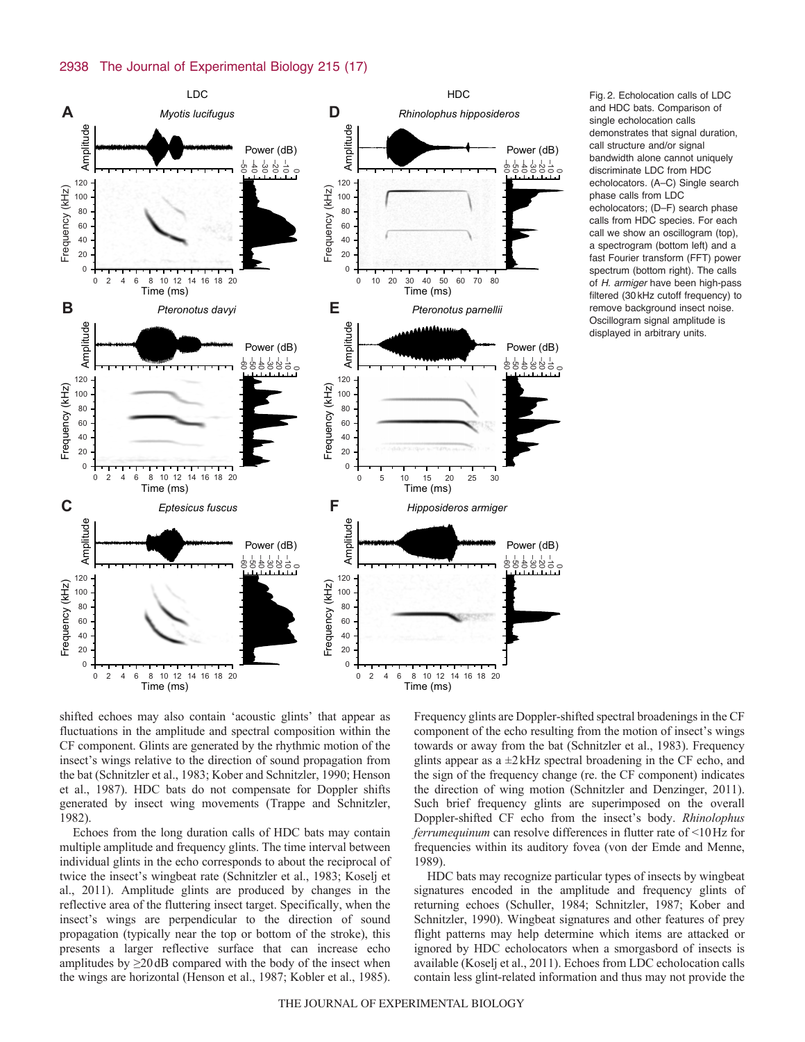Fig. 2. Echolocation calls of LDC and HDC bats. Comparison of single echolocation calls demonstrates that signal duration, call structure and/or signal bandwidth alone cannot uniquely discriminate LDC from HDC echolocators. (A–C) Single search phase calls from LDC echolocators; (D–F) search phase calls from HDC species. For each call we show an oscillogram (top), a spectrogram (bottom left) and a fast Fourier transform (FFT) power spectrum (bottom right). The calls of *H. armiger* have been high-pass filtered (30 kHz cutoff frequency) to remove background insect noise. Oscillogram signal amplitude is displayed in arbitrary units.

shifted echoes may also contain 'acoustic glints' that appear as fluctuations in the amplitude and spectral composition within the CF component. Glints are generated by the rhythmic motion of the insect's wings relative to the direction of sound propagation from the bat (Schnitzler et al., 1983; Kober and Schnitzler, 1990; Henson et al., 1987). HDC bats do not compensate for Doppler shifts generated by insect wing movements (Trappe and Schnitzler, 1982).

Echoes from the long duration calls of HDC bats may contain multiple amplitude and frequency glints. The time interval between individual glints in the echo corresponds to about the reciprocal of twice the insect's wingbeat rate (Schnitzler et al., 1983; Koselj et al., 2011). Amplitude glints are produced by changes in the reflective area of the fluttering insect target. Specifically, when the insect's wings are perpendicular to the direction of sound propagation (typically near the top or bottom of the stroke), this presents a larger reflective surface that can increase echo amplitudes by ≥20 dB compared with the body of the insect when the wings are horizontal (Henson et al., 1987; Kobler et al., 1985). Frequency glints are Doppler-shifted spectral broadenings in the CF component of the echo resulting from the motion of insect's wings towards or away from the bat (Schnitzler et al., 1983). Frequency glints appear as a ±2 kHz spectral broadening in the CF echo, and the sign of the frequency change (re. the CF component) indicates the direction of wing motion (Schnitzler and Denzinger, 2011). Such brief frequency glints are superimposed on the overall Doppler-shifted CF echo from the insect's body. *Rhinolophus ferrumequinum* can resolve differences in flutter rate of <10 Hz for frequencies within its auditory fovea (von der Emde and Menne, 1989).

HDC bats may recognize particular types of insects by wingbeat signatures encoded in the amplitude and frequency glints of returning echoes (Schuller, 1984; Schnitzler, 1987; Kober and Schnitzler, 1990). Wingbeat signatures and other features of prey flight patterns may help determine which items are attacked or ignored by HDC echolocators when a smorgasbord of insects is available (Koselj et al., 2011). Echoes from LDC echolocation calls contain less glint-related information and thus may not provide the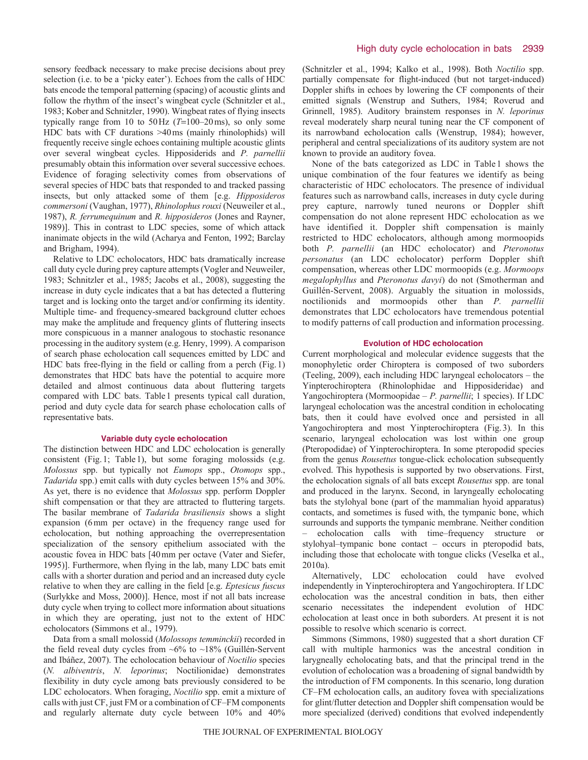sensory feedback necessary to make precise decisions about prey selection (i.e. to be a 'picky eater'). Echoes from the calls of HDC bats encode the temporal patterning (spacing) of acoustic glints and follow the rhythm of the insect's wingbeat cycle (Schnitzler et al., 1983; Kober and Schnitzler, 1990). Wingbeat rates of flying insects typically range from 10 to 50 Hz ($T$=100–20 ms), so only some HDC bats with CF durations >40 ms (mainly rhinolophids) will frequently receive single echoes containing multiple acoustic glints over several wingbeat cycles. Hipposiderids and *P. parnellii* presumably obtain this information over several successive echoes. Evidence of foraging selectivity comes from observations of several species of HDC bats that responded to and tracked passing insects, but only attacked some of them [e.g. *Hipposideros commersoni* (Vaughan, 1977), *Rhinolophus rouxi* (Neuweiler et al., 1987), *R. ferrumequinum* and *R. hipposideros* (Jones and Rayner, 1989)]. This in contrast to LDC species, some of which attack inanimate objects in the wild (Acharya and Fenton, 1992; Barclay and Brigham, 1994).

Relative to LDC echolocators, HDC bats dramatically increase call duty cycle during prey capture attempts (Vogler and Neuweiler, 1983; Schnitzler et al., 1985; Jacobs et al., 2008), suggesting the increase in duty cycle indicates that a bat has detected a fluttering target and is locking onto the target and/or confirming its identity. Multiple time- and frequency-smeared background clutter echoes may make the amplitude and frequency glints of fluttering insects more conspicuous in a manner analogous to stochastic resonance processing in the auditory system (e.g. Henry, 1999). A comparison of search phase echolocation call sequences emitted by LDC and HDC bats free-flying in the field or calling from a perch (Fig. 1) demonstrates that HDC bats have the potential to acquire more detailed and almost continuous data about fluttering targets compared with LDC bats. Table 1 presents typical call duration, period and duty cycle data for search phase echolocation calls of representative bats.

## Variable duty cycle echolocation

The distinction between HDC and LDC echolocation is generally consistent (Fig. 1; Table 1), but some foraging molossids (e.g. *Molossus* spp. but typically not *Eumops* spp., *Otomops* spp., *Tadarida* spp.) emit calls with duty cycles between 15% and 30%. As yet, there is no evidence that *Molossus* spp. perform Doppler shift compensation or that they are attracted to fluttering targets. The basilar membrane of *Tadarida brasiliensis* shows a slight expansion (6 mm per octave) in the frequency range used for echolocation, but nothing approaching the overrepresentation specialization of the sensory epithelium associated with the acoustic fovea in HDC bats [40 mm per octave (Vater and Siefer, 1995)]. Furthermore, when flying in the lab, many LDC bats emit calls with a shorter duration and period and an increased duty cycle relative to when they are calling in the field [e.g. *Eptesicus fuscus* (Surlykke and Moss, 2000)]. Hence, most if not all bats increase duty cycle when trying to collect more information about situations in which they are operating, just not to the extent of HDC echolocators (Simmons et al., 1979).

Data from a small molossid (*Molossops temminckii*) recorded in the field reveal duty cycles from ~6% to ~18% (Guillén-Servent and Ibáñez, 2007). The echolocation behaviour of *Noctilio* species (*N. albiventris*, *N. leporinus*; Noctilionidae) demonstrates flexibility in duty cycle among bats previously considered to be LDC echolocators. When foraging, *Noctilio* spp. emit a mixture of calls with just CF, just FM or a combination of CF–FM components and regularly alternate duty cycle between 10% and 40% (Schnitzler et al., 1994; Kalko et al., 1998). Both *Noctilio* spp. partially compensate for flight-induced (but not target-induced) Doppler shifts in echoes by lowering the CF components of their emitted signals (Wenstrup and Suthers, 1984; Roverud and Grinnell, 1985). Auditory brainstem responses in *N. leporinus* reveal moderately sharp neural tuning near the CF component of its narrowband echolocation calls (Wenstrup, 1984); however, peripheral and central specializations of its auditory system are not known to provide an auditory fovea.

None of the bats categorized as LDC in Table 1 shows the unique combination of the four features we identify as being characteristic of HDC echolocators. The presence of individual features such as narrowband calls, increases in duty cycle during prey capture, narrowly tuned neurons or Doppler shift compensation do not alone represent HDC echolocation as we have identified it. Doppler shift compensation is mainly restricted to HDC echolocators, although among mormoopids both *P. parnellii* (an HDC echolocator) and *Pteronotus personatus* (an LDC echolocator) perform Doppler shift compensation, whereas other LDC mormoopids (e.g. *Mormoops megalophyllus* and *Pteronotus davyi*) do not (Smotherman and Guillén-Servent, 2008). Arguably the situation in molossids, noctilionids and mormoopids other than *P. parnellii* demonstrates that LDC echolocators have tremendous potential to modify patterns of call production and information processing.

## Evolution of HDC echolocation

Current morphological and molecular evidence suggests that the monophyletic order Chiroptera is composed of two suborders (Teeling, 2009), each including HDC laryngeal echolocators – the Yinpterochiroptera (Rhinolophidae and Hipposideridae) and Yangochiroptera (Mormoopidae – *P. parnellii*; 1 species). If LDC laryngeal echolocation was the ancestral condition in echolocating bats, then it could have evolved once and persisted in all Yangochiroptera and most Yinpterochiroptera (Fig. 3). In this scenario, laryngeal echolocation was lost within one group (Pteropodidae) of Yinpterochiroptera. In some pteropodid species from the genus *Rousettus* tongue-click echolocation subsequently evolved. This hypothesis is supported by two observations. First, the echolocation signals of all bats except *Rousettus* spp. are tonal and produced in the larynx. Second, in laryngeally echolocating bats the stylohyal bone (part of the mammalian hyoid apparatus) contacts, and sometimes is fused with, the tympanic bone, which surrounds and supports the tympanic membrane. Neither condition – echolocation calls with time–frequency structure or stylohyal–tympanic bone contact – occurs in pteropodid bats, including those that echolocate with tongue clicks (Veselka et al., 2010a).

Alternatively, LDC echolocation could have evolved independently in Yinpterochiroptera and Yangochiroptera. If LDC echolocation was the ancestral condition in bats, then either scenario necessitates the independent evolution of HDC echolocation at least once in both suborders. At present it is not possible to resolve which scenario is correct.

Simmons (Simmons, 1980) suggested that a short duration CF call with multiple harmonics was the ancestral condition in larygneally echolocating bats, and that the principal trend in the evolution of echolocation was a broadening of signal bandwidth by the introduction of FM components. In this scenario, long duration CF–FM echolocation calls, an auditory fovea with specializations for glint/flutter detection and Doppler shift compensation would be more specialized (derived) conditions that evolved independently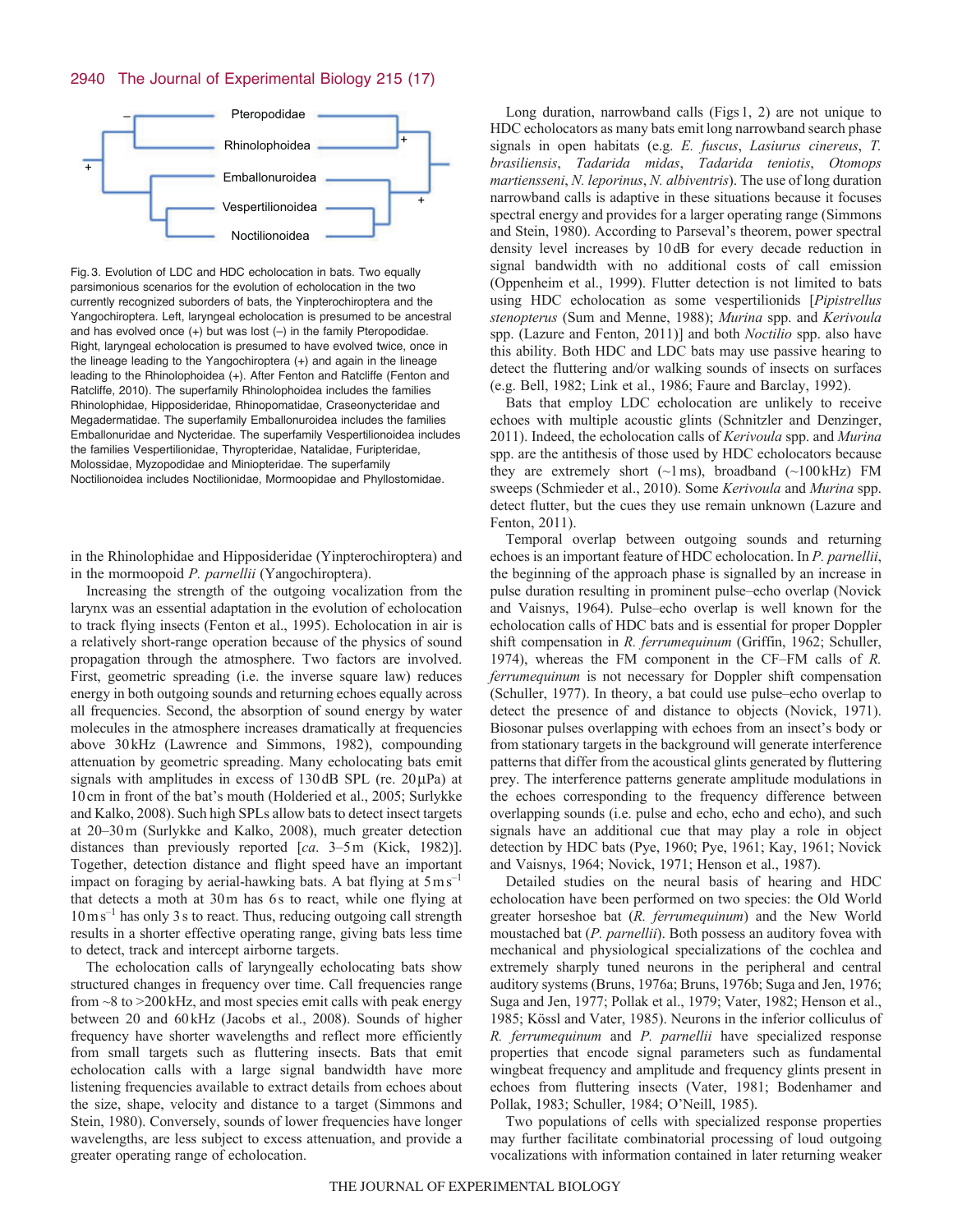Fig. 3. Evolution of LDC and HDC echolocation in bats. Two equally parsimonious scenarios for the evolution of echolocation in the two currently recognized suborders of bats, the Yinpterochiroptera and the Yangochiroptera. Left, laryngeal echolocation is presumed to be ancestral and has evolved once (+) but was lost (–) in the family Pteropodidae. Right, laryngeal echolocation is presumed to have evolved twice, once in the lineage leading to the Yangochiroptera (+) and again in the lineage leading to the Rhinolophoidea (+). After Fenton and Ratcliffe (Fenton and Ratcliffe, 2010). The superfamily Rhinolophoidea includes the families Rhinolophidae, Hipposideridae, Rhinopomatidae, Craseonycteridae and Megadermatidae. The superfamily Emballonuroidea includes the families Emballonuridae and Nycteridae. The superfamily Vespertilionoidea includes the families Vespertilionidae, Thyropteridae, Natalidae, Furipteridae, Molossidae, Myzopodidae and Miniopteridae. The superfamily Noctilionoidea includes Noctilionidae, Mormoopidae and Phyllostomidae.

in the Rhinolophidae and Hipposideridae (Yinpterochiroptera) and in the mormoopoid *P. parnellii* (Yangochiroptera).

Increasing the strength of the outgoing vocalization from the larynx was an essential adaptation in the evolution of echolocation to track flying insects (Fenton et al., 1995). Echolocation in air is a relatively short-range operation because of the physics of sound propagation through the atmosphere. Two factors are involved. First, geometric spreading (i.e. the inverse square law) reduces energy in both outgoing sounds and returning echoes equally across all frequencies. Second, the absorption of sound energy by water molecules in the atmosphere increases dramatically at frequencies above 30 kHz (Lawrence and Simmons, 1982), compounding attenuation by geometric spreading. Many echolocating bats emit signals with amplitudes in excess of 130 dB SPL (re. 20 μPa) at 10 cm in front of the bat's mouth (Holderied et al., 2005; Surlykke and Kalko, 2008). Such high SPLs allow bats to detect insect targets at 20–30 m (Surlykke and Kalko, 2008), much greater detection distances than previously reported [*ca.* 3–5 m (Kick, 1982)]. Together, detection distance and flight speed have an important impact on foraging by aerial-hawking bats. A bat flying at 5 m s$^{-1}$ that detects a moth at 30 m has 6 s to react, while one flying at 10 m s$^{-1}$ has only 3 s to react. Thus, reducing outgoing call strength results in a shorter effective operating range, giving bats less time to detect, track and intercept airborne targets.

The echolocation calls of laryngeally echolocating bats show structured changes in frequency over time. Call frequencies range from ~8 to >200 kHz, and most species emit calls with peak energy between 20 and 60 kHz (Jacobs et al., 2008). Sounds of higher frequency have shorter wavelengths and reflect more efficiently from small targets such as fluttering insects. Bats that emit echolocation calls with a large signal bandwidth have more listening frequencies available to extract details from echoes about the size, shape, velocity and distance to a target (Simmons and Stein, 1980). Conversely, sounds of lower frequencies have longer wavelengths, are less subject to excess attenuation, and provide a greater operating range of echolocation.

Long duration, narrowband calls (Figs 1, 2) are not unique to HDC echolocators as many bats emit long narrowband search phase signals in open habitats (e.g. *E. fuscus*, *Lasiurus cinereus*, *T. brasiliensis*, *Tadarida midas*, *Tadarida teniotis*, *Otomops martiensseni*, *N. leporinus*, *N. albiventris*). The use of long duration narrowband calls is adaptive in these situations because it focuses spectral energy and provides for a larger operating range (Simmons and Stein, 1980). According to Parseval's theorem, power spectral density level increases by 10 dB for every decade reduction in signal bandwidth with no additional costs of call emission (Oppenheim et al., 1999). Flutter detection is not limited to bats using HDC echolocation as some vespertilionids [*Pipistrellus stenopterus* (Sum and Menne, 1988); *Murina* spp. and *Kerivoula* spp. (Lazure and Fenton, 2011)] and both *Noctilio* spp. also have this ability. Both HDC and LDC bats may use passive hearing to detect the fluttering and/or walking sounds of insects on surfaces (e.g. Bell, 1982; Link et al., 1986; Faure and Barclay, 1992).

Bats that employ LDC echolocation are unlikely to receive echoes with multiple acoustic glints (Schnitzler and Denzinger, 2011). Indeed, the echolocation calls of *Kerivoula* spp. and *Murina* spp. are the antithesis of those used by HDC echolocators because they are extremely short (~1 ms), broadband (~100 kHz) FM sweeps (Schmieder et al., 2010). Some *Kerivoula* and *Murina* spp. detect flutter, but the cues they use remain unknown (Lazure and Fenton, 2011).

Temporal overlap between outgoing sounds and returning echoes is an important feature of HDC echolocation. In *P. parnellii*, the beginning of the approach phase is signalled by an increase in pulse duration resulting in prominent pulse–echo overlap (Novick and Vaisnys, 1964). Pulse–echo overlap is well known for the echolocation calls of HDC bats and is essential for proper Doppler shift compensation in *R. ferrumequinum* (Griffin, 1962; Schuller, 1974), whereas the FM component in the CF–FM calls of *R. ferrumequinum* is not necessary for Doppler shift compensation (Schuller, 1977). In theory, a bat could use pulse–echo overlap to detect the presence of and distance to objects (Novick, 1971). Biosonar pulses overlapping with echoes from an insect's body or from stationary targets in the background will generate interference patterns that differ from the acoustical glints generated by fluttering prey. The interference patterns generate amplitude modulations in the echoes corresponding to the frequency difference between overlapping sounds (i.e. pulse and echo, echo and echo), and such signals have an additional cue that may play a role in object detection by HDC bats (Pye, 1960; Pye, 1961; Kay, 1961; Novick and Vaisnys, 1964; Novick, 1971; Henson et al., 1987).

Detailed studies on the neural basis of hearing and HDC echolocation have been performed on two species: the Old World greater horseshoe bat (*R. ferrumequinum*) and the New World moustached bat (*P. parnellii*). Both possess an auditory fovea with mechanical and physiological specializations of the cochlea and extremely sharply tuned neurons in the peripheral and central auditory systems (Bruns, 1976a; Bruns, 1976b; Suga and Jen, 1976; Suga and Jen, 1977; Pollak et al., 1979; Vater, 1982; Henson et al., 1985; Kössl and Vater, 1985). Neurons in the inferior colliculus of *R. ferrumequinum* and *P. parnellii* have specialized response properties that encode signal parameters such as fundamental wingbeat frequency and amplitude and frequency glints present in echoes from fluttering insects (Vater, 1981; Bodenhamer and Pollak, 1983; Schuller, 1984; O'Neill, 1985).

Two populations of cells with specialized response properties may further facilitate combinatorial processing of loud outgoing vocalizations with information contained in later returning weaker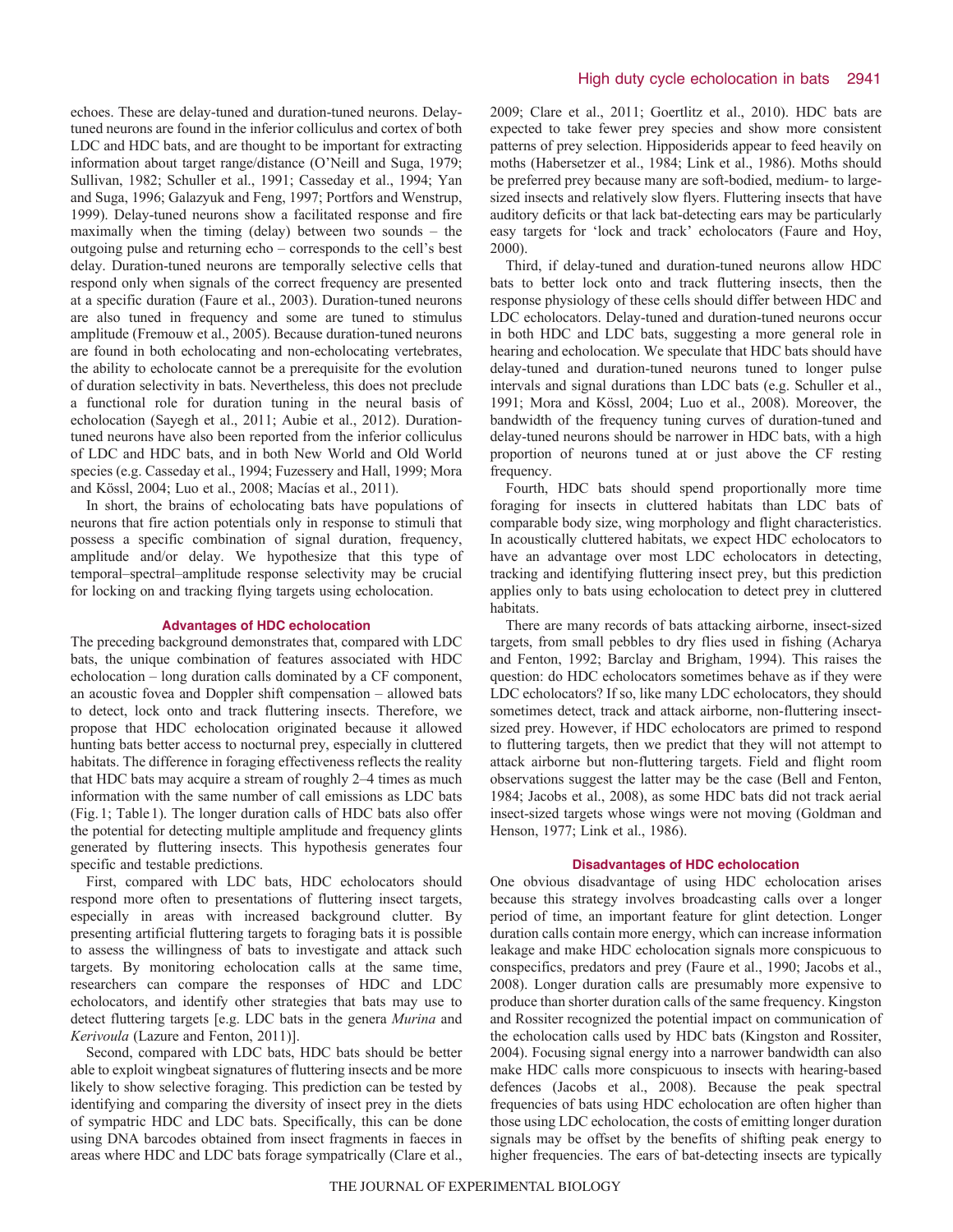echoes. These are delay-tuned and duration-tuned neurons. Delay-tuned neurons are found in the inferior colliculus and cortex of both LDC and HDC bats, and are thought to be important for extracting information about target range/distance (O'Neill and Suga, 1979; Sullivan, 1982; Schuller et al., 1991; Casseday et al., 1994; Yan and Suga, 1996; Galazyuk and Feng, 1997; Portfors and Wenstrup, 1999). Delay-tuned neurons show a facilitated response and fire maximally when the timing (delay) between two sounds – the outgoing pulse and returning echo – corresponds to the cell's best delay. Duration-tuned neurons are temporally selective cells that respond only when signals of the correct frequency are presented at a specific duration (Faure et al., 2003). Duration-tuned neurons are also tuned in frequency and some are tuned to stimulus amplitude (Fremouw et al., 2005). Because duration-tuned neurons are found in both echolocating and non-echolocating vertebrates, the ability to echolocate cannot be a prerequisite for the evolution of duration selectivity in bats. Nevertheless, this does not preclude a functional role for duration tuning in the neural basis of echolocation (Sayegh et al., 2011; Aubie et al., 2012). Duration-tuned neurons have also been reported from the inferior colliculus of LDC and HDC bats, and in both New World and Old World species (e.g. Casseday et al., 1994; Fuzessery and Hall, 1999; Mora and Kössl, 2004; Luo et al., 2008; Macías et al., 2011).

In short, the brains of echolocating bats have populations of neurons that fire action potentials only in response to stimuli that possess a specific combination of signal duration, frequency, amplitude and/or delay. We hypothesize that this type of temporal–spectral–amplitude response selectivity may be crucial for locking on and tracking flying targets using echolocation.

## Advantages of HDC echolocation

The preceding background demonstrates that, compared with LDC bats, the unique combination of features associated with HDC echolocation – long duration calls dominated by a CF component, an acoustic fovea and Doppler shift compensation – allowed bats to detect, lock onto and track fluttering insects. Therefore, we propose that HDC echolocation originated because it allowed hunting bats better access to nocturnal prey, especially in cluttered habitats. The difference in foraging effectiveness reflects the reality that HDC bats may acquire a stream of roughly 2–4 times as much information with the same number of call emissions as LDC bats (Fig. 1; Table 1). The longer duration calls of HDC bats also offer the potential for detecting multiple amplitude and frequency glints generated by fluttering insects. This hypothesis generates four specific and testable predictions.

First, compared with LDC bats, HDC echolocators should respond more often to presentations of fluttering insect targets, especially in areas with increased background clutter. By presenting artificial fluttering targets to foraging bats it is possible to assess the willingness of bats to investigate and attack such targets. By monitoring echolocation calls at the same time, researchers can compare the responses of HDC and LDC echolocators, and identify other strategies that bats may use to detect fluttering targets [e.g. LDC bats in the genera *Murina* and *Kerivoula* (Lazure and Fenton, 2011)].

Second, compared with LDC bats, HDC bats should be better able to exploit wingbeat signatures of fluttering insects and be more likely to show selective foraging. This prediction can be tested by identifying and comparing the diversity of insect prey in the diets of sympatric HDC and LDC bats. Specifically, this can be done using DNA barcodes obtained from insect fragments in faeces in areas where HDC and LDC bats forage sympatrically (Clare et al., 2009; Clare et al., 2011; Goertlitz et al., 2010). HDC bats are expected to take fewer prey species and show more consistent patterns of prey selection. Hipposiderids appear to feed heavily on moths (Habersetzer et al., 1984; Link et al., 1986). Moths should be preferred prey because many are soft-bodied, medium- to large-sized insects and relatively slow flyers. Fluttering insects that have auditory deficits or that lack bat-detecting ears may be particularly easy targets for 'lock and track' echolocators (Faure and Hoy, 2000).

Third, if delay-tuned and duration-tuned neurons allow HDC bats to better lock onto and track fluttering insects, then the response physiology of these cells should differ between HDC and LDC echolocators. Delay-tuned and duration-tuned neurons occur in both HDC and LDC bats, suggesting a more general role in hearing and echolocation. We speculate that HDC bats should have delay-tuned and duration-tuned neurons tuned to longer pulse intervals and signal durations than LDC bats (e.g. Schuller et al., 1991; Mora and Kössl, 2004; Luo et al., 2008). Moreover, the bandwidth of the frequency tuning curves of duration-tuned and delay-tuned neurons should be narrower in HDC bats, with a high proportion of neurons tuned at or just above the CF resting frequency.

Fourth, HDC bats should spend proportionally more time foraging for insects in cluttered habitats than LDC bats of comparable body size, wing morphology and flight characteristics. In acoustically cluttered habitats, we expect HDC echolocators to have an advantage over most LDC echolocators in detecting, tracking and identifying fluttering insect prey, but this prediction applies only to bats using echolocation to detect prey in cluttered habitats.

There are many records of bats attacking airborne, insect-sized targets, from small pebbles to dry flies used in fishing (Acharya and Fenton, 1992; Barclay and Brigham, 1994). This raises the question: do HDC echolocators sometimes behave as if they were LDC echolocators? If so, like many LDC echolocators, they should sometimes detect, track and attack airborne, non-fluttering insect-sized prey. However, if HDC echolocators are primed to respond to fluttering targets, then we predict that they will not attempt to attack airborne but non-fluttering targets. Field and flight room observations suggest the latter may be the case (Bell and Fenton, 1984; Jacobs et al., 2008), as some HDC bats did not track aerial insect-sized targets whose wings were not moving (Goldman and Henson, 1977; Link et al., 1986).

## Disadvantages of HDC echolocation

One obvious disadvantage of using HDC echolocation arises because this strategy involves broadcasting calls over a longer period of time, an important feature for glint detection. Longer duration calls contain more energy, which can increase information leakage and make HDC echolocation signals more conspicuous to conspecifics, predators and prey (Faure et al., 1990; Jacobs et al., 2008). Longer duration calls are presumably more expensive to produce than shorter duration calls of the same frequency. Kingston and Rossiter recognized the potential impact on communication of the echolocation calls used by HDC bats (Kingston and Rossiter, 2004). Focusing signal energy into a narrower bandwidth can also make HDC calls more conspicuous to insects with hearing-based defences (Jacobs et al., 2008). Because the peak spectral frequencies of bats using HDC echolocation are often higher than those using LDC echolocation, the costs of emitting longer duration signals may be offset by the benefits of shifting peak energy to higher frequencies. The ears of bat-detecting insects are typically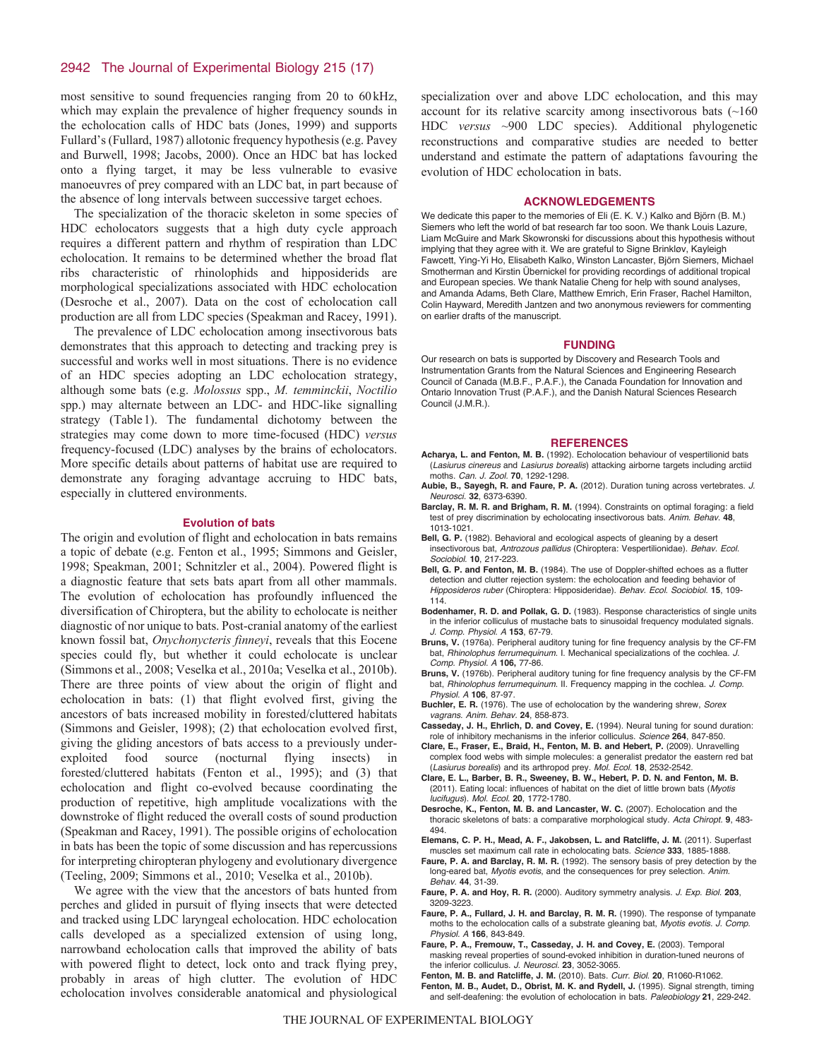most sensitive to sound frequencies ranging from 20 to 60 kHz, which may explain the prevalence of higher frequency sounds in the echolocation calls of HDC bats (Jones, 1999) and supports Fullard's (Fullard, 1987) allotonic frequency hypothesis (e.g. Pavey and Burwell, 1998; Jacobs, 2000). Once an HDC bat has locked onto a flying target, it may be less vulnerable to evasive manoeuvres of prey compared with an LDC bat, in part because of the absence of long intervals between successive target echoes.

The specialization of the thoracic skeleton in some species of HDC echolocators suggests that a high duty cycle approach requires a different pattern and rhythm of respiration than LDC echolocation. It remains to be determined whether the broad flat ribs characteristic of rhinolophids and hipposiderids are morphological specializations associated with HDC echolocation (Desroche et al., 2007). Data on the cost of echolocation call production are all from LDC species (Speakman and Racey, 1991).

The prevalence of LDC echolocation among insectivorous bats demonstrates that this approach to detecting and tracking prey is successful and works well in most situations. There is no evidence of an HDC species adopting an LDC echolocation strategy, although some bats (e.g. *Molossus* spp., *M. temminckii*, *Noctilio* spp.) may alternate between an LDC- and HDC-like signalling strategy (Table 1). The fundamental dichotomy between the strategies may come down to more time-focused (HDC) *versus* frequency-focused (LDC) analyses by the brains of echolocators. More specific details about patterns of habitat use are required to demonstrate any foraging advantage accruing to HDC bats, especially in cluttered environments.

## Evolution of bats

The origin and evolution of flight and echolocation in bats remains a topic of debate (e.g. Fenton et al., 1995; Simmons and Geisler, 1998; Speakman, 2001; Schnitzler et al., 2004). Powered flight is a diagnostic feature that sets bats apart from all other mammals. The evolution of echolocation has profoundly influenced the diversification of Chiroptera, but the ability to echolocate is neither diagnostic of nor unique to bats. Post-cranial anatomy of the earliest known fossil bat, *Onychonycteris finneyi*, reveals that this Eocene species could fly, but whether it could echolocate is unclear (Simmons et al., 2008; Veselka et al., 2010a; Veselka et al., 2010b). There are three points of view about the origin of flight and echolocation in bats: (1) that flight evolved first, giving the ancestors of bats increased mobility in forested/cluttered habitats (Simmons and Geisler, 1998); (2) that echolocation evolved first, giving the gliding ancestors of bats access to a previously under-exploited food source (nocturnal flying insects) in forested/cluttered habitats (Fenton et al., 1995); and (3) that echolocation and flight co-evolved because coordinating the production of repetitive, high amplitude vocalizations with the downstroke of flight reduced the overall costs of sound production (Speakman and Racey, 1991). The possible origins of echolocation in bats has been the topic of some discussion and has repercussions for interpreting chiropteran phylogeny and evolutionary divergence (Teeling, 2009; Simmons et al., 2010; Veselka et al., 2010b).

We agree with the view that the ancestors of bats hunted from perches and glided in pursuit of flying insects that were detected and tracked using LDC laryngeal echolocation. HDC echolocation calls developed as a specialized extension of using long, narrowband echolocation calls that improved the ability of bats with powered flight to detect, lock onto and track flying prey, probably in areas of high clutter. The evolution of HDC echolocation involves considerable anatomical and physiological specialization over and above LDC echolocation, and this may account for its relative scarcity among insectivorous bats (~160 HDC *versus* ~900 LDC species). Additional phylogenetic reconstructions and comparative studies are needed to better understand and estimate the pattern of adaptations favouring the evolution of HDC echolocation in bats.

## ACKNOWLEDGEMENTS

We dedicate this paper to the memories of Eli (E. K. V.) Kalko and Björn (B. M.) Siemers who left the world of bat research far too soon. We thank Louis Lazure, Liam McGuire and Mark Skowronski for discussions about this hypothesis without implying that they agree with it. We are grateful to Signe Brinkløv, Kayleigh Fawcett, Ying-Yi Ho, Elisabeth Kalko, Winston Lancaster, Björn Siemers, Michael Smotherman and Kirstin Übernickel for providing recordings of additional tropical and European species. We thank Natalie Cheng for help with sound analyses, and Amanda Adams, Beth Clare, Matthew Emrich, Erin Fraser, Rachel Hamilton, Colin Hayward, Meredith Jantzen and two anonymous reviewers for commenting on earlier drafts of the manuscript.

## FUNDING

Our research on bats is supported by Discovery and Research Tools and Instrumentation Grants from the Natural Sciences and Engineering Research Council of Canada (M.B.F., P.A.F.), the Canada Foundation for Innovation and Ontario Innovation Trust (P.A.F.), and the Danish Natural Sciences Research Council (J.M.R.).

## REFERENCES

**Acharya, L. and Fenton, M. B.** (1992). Echolocation behaviour of vespertilionid bats (*Lasiurus cinereus* and *Lasiurus borealis*) attacking airborne targets including arctiid moths. *Can. J. Zool.* **70**, 1292-1298.

**Aubie, B., Sayegh, R. and Faure, P. A.** (2012). Duration tuning across vertebrates. *J. Neurosci.* **32**, 6373-6390.

**Barclay, R. M. R. and Brigham, R. M.** (1994). Constraints on optimal foraging: a field test of prey discrimination by echolocating insectivorous bats. *Anim. Behav.* **48**, 1013-1021.

**Bell, G. P.** (1982). Behavioral and ecological aspects of gleaning by a desert insectivorous bat, *Antrozous pallidus* (Chiroptera: Vespertilionidae). *Behav. Ecol. Sociobiol.* **10**, 217-223.

**Bell, G. P. and Fenton, M. B.** (1984). The use of Doppler-shifted echoes as a flutter detection and clutter rejection system: the echolocation and feeding behavior of *Hipposideros ruber* (Chiroptera: Hipposideridae). *Behav. Ecol. Sociobiol.* **15**, 109-114.

**Bodenhamer, R. D. and Pollak, G. D.** (1983). Response characteristics of single units in the inferior colliculus of mustache bats to sinusoidal frequency modulated signals. *J. Comp. Physiol. A* **153**, 67-79.

**Bruns, V.** (1976a). Peripheral auditory tuning for fine frequency analysis by the CF-FM bat, *Rhinolophus ferrumequinum*. I. Mechanical specializations of the cochlea. *J. Comp. Physiol. A* **106,** 77-86.

**Bruns, V.** (1976b). Peripheral auditory tuning for fine frequency analysis by the CF-FM bat, *Rhinolophus ferrumequinum*. II. Frequency mapping in the cochlea. *J. Comp. Physiol. A* **106**, 87-97.

**Buchler, E. R.** (1976). The use of echolocation by the wandering shrew, *Sorex vagrans*. *Anim. Behav.* **24**, 858-873.

**Casseday, J. H., Ehrlich, D. and Covey, E.** (1994). Neural tuning for sound duration: role of inhibitory mechanisms in the inferior colliculus. *Science* **264**, 847-850.

**Clare, E., Fraser, E., Braid, H., Fenton, M. B. and Hebert, P.** (2009). Unravelling complex food webs with simple molecules: a generalist predator the eastern red bat (*Lasiurus borealis*) and its arthropod prey. *Mol. Ecol.* **18**, 2532-2542.

**Clare, E. L., Barber, B. R., Sweeney, B. W., Hebert, P. D. N. and Fenton, M. B.** (2011). Eating local: influences of habitat on the diet of little brown bats (*Myotis lucifugus*). *Mol. Ecol.* **20**, 1772-1780.

**Desroche, K., Fenton, M. B. and Lancaster, W. C.** (2007). Echolocation and the thoracic skeletons of bats: a comparative morphological study. *Acta Chiropt.* **9**, 483-494.

**Elemans, C. P. H., Mead, A. F., Jakobsen, L. and Ratcliffe, J. M.** (2011). Superfast muscles set maximum call rate in echolocating bats. *Science* **333**, 1885-1888.

**Faure, P. A. and Barclay, R. M. R.** (1992). The sensory basis of prey detection by the long-eared bat, *Myotis evotis*, and the consequences for prey selection. *Anim. Behav.* **44**, 31-39.

**Faure, P. A. and Hoy, R. R.** (2000). Auditory symmetry analysis. *J. Exp. Biol.* **203**, 3209-3223.

**Faure, P. A., Fullard, J. H. and Barclay, R. M. R.** (1990). The response of tympanate moths to the echolocation calls of a substrate gleaning bat, *Myotis evotis*. *J. Comp. Physiol. A* **166**, 843-849.

**Faure, P. A., Fremouw, T., Casseday, J. H. and Covey, E.** (2003). Temporal masking reveal properties of sound-evoked inhibition in duration-tuned neurons of the inferior colliculus. *J. Neurosci.* **23**, 3052-3065.

**Fenton, M. B. and Ratcliffe, J. M.** (2010). Bats. *Curr. Biol.* **20**, R1060-R1062.

**Fenton, M. B., Audet, D., Obrist, M. K. and Rydell, J.** (1995). Signal strength, timing and self-deafening: the evolution of echolocation in bats. *Paleobiology* **21**, 229-242.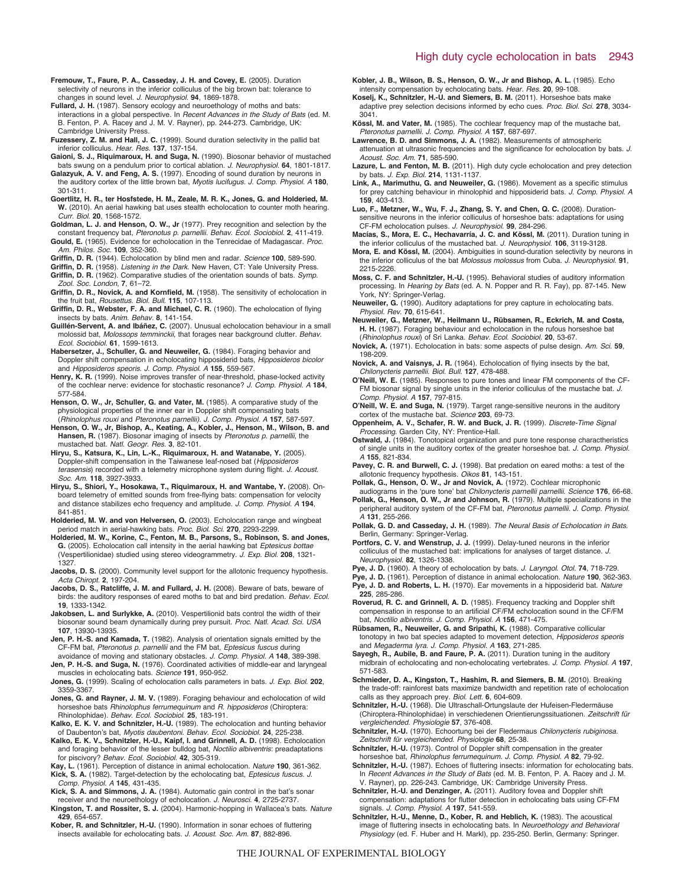**Fremouw, T., Faure, P. A., Casseday, J. H. and Covey, E.** (2005). Duration selectivity of neurons in the inferior colliculus of the big brown bat: tolerance to changes in sound level. *J. Neurophysiol.* **94**, 1869-1878.

**Fullard, J. H.** (1987). Sensory ecology and neuroethology of moths and bats: interactions in a global perspective. In *Recent Advances in the Study of Bats* (ed. M. B. Fenton, P. A. Racey and J. M. V. Rayner), pp. 244-273. Cambridge, UK: Cambridge University Press.

**Fuzessery, Z. M. and Hall, J. C.** (1999). Sound duration selectivity in the pallid bat inferior colliculus. *Hear. Res.* **137**, 137-154.

**Gaioni, S. J., Riquimaroux, H. and Suga, N.** (1990). Biosonar behavior of mustached bats swung on a pendulum prior to cortical ablation. *J. Neurophysiol.* **64**, 1801-1817.

**Galazyuk, A. V. and Feng, A. S.** (1997). Encoding of sound duration by neurons in the auditory cortex of the little brown bat, *Myotis lucifugus*. *J. Comp. Physiol. A* **180**, 301-311.

**Goerlitz, H. R., ter Hofstede, H. M., Zeale, M. R. K., Jones, G. and Holderied, M. W.** (2010). An aerial hawking bat uses stealth echolocation to counter moth hearing. *Curr. Biol.* **20**, 1568-1572.

**Goldman, L. J. and Henson, O. W., Jr** (1977). Prey recognition and selection by the constant frequency bat, *Pteronotus p. parnellii*. *Behav. Ecol. Sociobiol.* **2**, 411-419.

**Gould, E.** (1965). Evidence for echolocation in the Tenrecidae of Madagascar. *Proc. Am. Philos. Soc.* **109**, 352-360.

**Griffin, D. R.** (1944). Echolocation by blind men and radar. *Science* **100**, 589-590.

**Griffin, D. R.** (1958). *Listening in the Dark*. New Haven, CT: Yale University Press.

**Griffin, D. R.** (1962). Comparative studies of the orientation sounds of bats. *Symp. Zool. Soc. London*, **7**, 61–72.

**Griffin, D. R., Novick, A. and Kornfield, M.** (1958). The sensitivity of echolocation in the fruit bat, *Rousettus*. *Biol. Bull.* **115**, 107-113.

**Griffin, D. R., Webster, F. A. and Michael, C. R.** (1960). The echolocation of flying insects by bats. *Anim. Behav.* **8**, 141-154.

**Guillén-Servent, A. and Ibáñez, C.** (2007). Unusual echolocation behaviour in a small molossid bat, *Molossops temminckii*, that forages near background clutter. *Behav. Ecol. Sociobiol.* **61**, 1599-1613.

**Habersetzer, J., Schuller, G. and Neuweiler, G.** (1984). Foraging behavior and Doppler shift compensation in echolocating hipposiderid bats, *Hipposideros bicolor* and *Hipposideros speoris*. *J. Comp. Physiol. A* **155**, 559-567.

**Henry, K. R.** (1999). Noise improves transfer of near-threshold, phase-locked activity of the cochlear nerve: evidence for stochastic resonance? *J. Comp. Physiol. A* **184**, 577-584.

**Henson, O. W., Jr, Schuller, G. and Vater, M.** (1985). A comparative study of the physiological properties of the inner ear in Doppler shift compensating bats (*Rhinolophus rouxi* and *Pteronotus parnellii*). *J. Comp. Physiol. A* **157**, 587-597.

**Henson, O. W., Jr, Bishop, A., Keating, A., Kobler, J., Henson, M., Wilson, B. and Hansen, R.** (1987). Biosonar imaging of insects by *Pteronotus p. parnellii*, the mustached bat. *Natl. Geogr. Res.* **3**, 82-101.

**Hiryu, S., Katsura, K., Lin, L.-K., Riquimaroux, H. and Watanabe, Y.** (2005). Doppler-shift compensation in the Taiwanese leaf-nosed bat (*Hipposideros terasensis*) recorded with a telemetry microphone system during flight. *J. Acoust. Soc. Am.* **118**, 3927-3933.

**Hiryu, S., Shiori, Y., Hosokawa, T., Riquimaroux, H. and Wantabe, Y.** (2008). On-board telemetry of emitted sounds from free-flying bats: compensation for velocity and distance stabilizes echo frequency and amplitude. *J. Comp. Physiol. A* **194**, 841-851.

**Holderied, M. W. and von Helversen, O.** (2003). Echolocation range and wingbeat period match in aerial-hawking bats. *Proc. Biol. Sci.* **270**, 2293-2299.

**Holderied, M. W., Korine, C., Fenton, M. B., Parsons, S., Robinson, S. and Jones, G.** (2005). Echolocation call intensity in the aerial hawking bat *Eptesicus bottae* (Vespertilionidae) studied using stereo videogrammetry. *J. Exp. Biol.* **208**, 1321-1327.

**Jacobs, D. S.** (2000). Community level support for the allotonic frequency hypothesis. *Acta Chiropt.* **2**, 197-204.

**Jacobs, D. S., Ratcliffe, J. M. and Fullard, J. H.** (2008). Beware of bats, beware of birds: the auditory responses of eared moths to bat and bird predation. *Behav. Ecol.* **19**, 1333-1342.

**Jakobsen, L. and Surlykke, A.** (2010). Vespertilionid bats control the width of their biosonar sound beam dynamically during prey pursuit. *Proc. Natl. Acad. Sci. USA* **107**, 13930-13935.

**Jen, P. H.-S. and Kamada, T.** (1982). Analysis of orientation signals emitted by the CF-FM bat, *Pteronotus p. parnellii* and the FM bat, *Eptesicus fuscus* during avoidance of moving and stationary obstacles. *J. Comp. Physiol. A* **148**, 389-398.

**Jen, P. H.-S. and Suga, N.** (1976). Coordinated activities of middle-ear and laryngeal muscles in echolocating bats. *Science* **191**, 950-952.

**Jones, G.** (1999). Scaling of echolocation calls parameters in bats. *J. Exp. Biol.* **202**, 3359-3367.

**Jones, G. and Rayner, J. M. V.** (1989). Foraging behaviour and echolocation of wild horseshoe bats *Rhinolophus ferrumequinum* and *R. hipposideros* (Chiroptera: Rhinolophidae). *Behav. Ecol. Sociobiol.* **25**, 183-191.

**Kalko, E. K. V. and Schnitzler, H.-U.** (1989). The echolocation and hunting behavior of Daubenton's bat, *Myotis daubentoni*. *Behav. Ecol. Sociobiol.* **24**, 225-238.

**Kalko, E. K. V., Schnitzler, H.-U., Kaipf, I. and Grinnell, A. D.** (1998). Echolocation and foraging behavior of the lesser bulldog bat, *Noctilio albiventris*: preadaptations for piscivory? *Behav. Ecol. Sociobiol.* **42**, 305-319.

**Kay, L.** (1961). Perception of distance in animal echolocation. *Nature* **190**, 361-362.

**Kick, S. A.** (1982). Target-detection by the echolocating bat, *Eptesicus fuscus*. *J. Comp. Physiol. A* **145**, 431-435.

**Kick, S. A. and Simmons, J. A.** (1984). Automatic gain control in the bat's sonar receiver and the neuroethology of echolocation. *J. Neurosci.* **4**, 2725-2737.

**Kingston, T. and Rossiter, S. J.** (2004). Harmonic-hopping in Wallacea's bats. *Nature* **429**, 654-657.

**Kober, R. and Schnitzler, H.-U.** (1990). Information in sonar echoes of fluttering insects available for echolocating bats. *J. Acoust. Soc. Am.* **87**, 882-896.

**Kobler, J. B., Wilson, B. S., Henson, O. W., Jr and Bishop, A. L.** (1985). Echo intensity compensation by echolocating bats. *Hear. Res.* **20**, 99-108.

**Koselj, K., Schnitzler, H.-U. and Siemers, B. M.** (2011). Horseshoe bats make adaptive prey selection decisions informed by echo cues. *Proc. Biol. Sci.* **278**, 3034-3041.

**Kössl, M. and Vater, M.** (1985). The cochlear frequency map of the mustache bat, *Pteronotus parnellii*. *J. Comp. Physiol. A* **157**, 687-697.

**Lawrence, B. D. and Simmons, J. A.** (1982). Measurements of atmospheric attenuation at ultrasonic frequencies and the significance for echolocation by bats. *J. Acoust. Soc. Am.* **71**, 585-590.

**Lazure, L. and Fenton, M. B.** (2011). High duty cycle echolocation and prey detection by bats. *J. Exp. Biol.* **214**, 1131-1137.

**Link, A., Marimuthu, G. and Neuweiler, G.** (1986). Movement as a specific stimulus for prey catching behaviour in rhinolophid and hipposiderid bats. *J. Comp. Physiol. A* **159**, 403-413.

**Luo, F., Metzner, W., Wu, F. J., Zhang, S. Y. and Chen, Q. C.** (2008). Duration-sensitive neurons in the inferior colliculus of horseshoe bats: adaptations for using CF-FM echolocation pulses. *J. Neurophysiol.* **99**, 284-296.

**Macías, S., Mora, E. C., Hechavarría, J. C. and Kössl, M.** (2011). Duration tuning in the inferior colliculus of the mustached bat. *J. Neurophysiol.* **106**, 3119-3128.

**Mora, E. and Kössl, M.** (2004). Ambiguities in sound-duration selectivity by neurons in the inferior colliculus of the bat *Molossus molossus* from Cuba. *J. Neurophysiol.* **91**, 2215-2226.

**Moss, C. F. and Schnitzler, H.-U.** (1995). Behavioral studies of auditory information processing. In *Hearing by Bats* (ed. A. N. Popper and R. R. Fay), pp. 87-145. New York, NY: Springer-Verlag.

**Neuweiler, G.** (1990). Auditory adaptations for prey capture in echolocating bats. *Physiol. Rev.* **70**, 615-641.

**Neuweiler, G., Metzner, W., Heilmann U., Rübsamen, R., Eckrich, M. and Costa, H. H.** (1987). Foraging behaviour and echolocation in the rufous horseshoe bat (*Rhinolophus rouxi*) of Sri Lanka. *Behav. Ecol. Sociobiol.* **20**, 53-67.

**Novick, A.** (1971). Echolocation in bats: some aspects of pulse design. *Am. Sci.* **59**, 198-209.

**Novick, A. and Vaisnys, J. R.** (1964). Echolocation of flying insects by the bat, *Chilonycteris parnellii*. *Biol. Bull.* **127**, 478-488.

**O'Neill, W. E.** (1985). Responses to pure tones and linear FM components of the CF-FM biosonar signal by single units in the inferior colliculus of the mustache bat. *J. Comp. Physiol. A* **157**, 797-815.

**O'Neill, W. E. and Suga, N.** (1979). Target range-sensitive neurons in the auditory cortex of the mustache bat. *Science* **203**, 69-73.

**Oppenheim, A. V., Schafer, R. W. and Buck, J. R.** (1999). *Discrete-Time Signal Processing*. Garden City, NY: Prentice-Hall.

**Ostwald, J.** (1984). Tonotopical organization and pure tone response characteristics of single units in the auditory cortex of the greater horseshoe bat. *J. Comp. Physiol. A* **155**, 821-834.

**Pavey, C. R. and Burwell, C. J.** (1998). Bat predation on eared moths: a test of the allotonic frequency hypothesis. *Oikos* **81**, 143-151.

**Pollak, G., Henson, O. W., Jr and Novick, A.** (1972). Cochlear microphonic audiograms in the 'pure tone' bat *Chilonycteris parnellii parnellii*. *Science* **176**, 66-68.

**Pollak, G., Henson, O. W., Jr and Johnson, R.** (1979). Multiple specializations in the peripheral auditory system of the CF-FM bat, *Pteronotus parnellii*. *J. Comp. Physiol. A* **131**, 255-266.

**Pollak, G. D. and Casseday, J. H.** (1989). *The Neural Basis of Echolocation in Bats*. Berlin, Germany: Springer-Verlag.

**Portfors, C. V. and Wenstrup, J. J.** (1999). Delay-tuned neurons in the inferior colliculus of the mustached bat: implications for analyses of target distance. *J. Neurophysiol.* **82**, 1326-1338.

**Pye, J. D.** (1960). A theory of echolocation by bats. *J. Laryngol. Otol.* **74**, 718-729.

**Pye, J. D.** (1961). Perception of distance in animal echolocation. *Nature* **190**, 362-363.

**Pye, J. D. and Roberts, L. H.** (1970). Ear movements in a hipposiderid bat. *Nature* **225**, 285-286.

**Roverud, R. C. and Grinnell, A. D.** (1985). Frequency tracking and Doppler shift compensation in response to an artificial CF/FM echolocation sound in the CF/FM bat, *Noctilio albiventris*. *J. Comp. Physiol. A* **156**, 471-475.

**Rübsamen, R., Neuweiler, G. and Sripathi, K.** (1988). Comparative collicular tonotopy in two bat species adapted to movement detection, *Hipposideros speoris* and *Megaderma lyra*. *J. Comp. Physiol. A* **163**, 271-285.

**Sayegh, R., Aubile, B. and Faure, P. A.** (2011). Duration tuning in the auditory midbrain of echolocating and non-echolocating vertebrates. *J. Comp. Physiol. A* **197**, 571-583.

**Schmieder, D. A., Kingston, T., Hashim, R. and Siemers, B. M.** (2010). Breaking the trade-off: rainforest bats maximize bandwidth and repetition rate of echolocation calls as they approach prey. *Biol. Lett.* **6**, 604-609.

**Schnitzler, H.-U.** (1968). Die Ultraschall-Ortungslaute der Hufeisen-Fledermäuse (Chiroptera-Rhinolophidae) in verschiedenen Orientierungssituationen. *Zeitschrift für vergleichende*. *Physiologie* **57**, 376-408.

**Schnitzler, H.-U.** (1970). Echoortung bei der Fledermaus *Chilonycteris rubiginosa*. *Zeitschrift für vergleichende. Physiologie* **68**, 25-38.

**Schnitzler, H.-U.** (1973). Control of Doppler shift compensation in the greater horseshoe bat, *Rhinolophus ferrumequinum*. *J. Comp. Physiol. A* **82**, 79-92.

**Schnitzler, H.-U.** (1987). Echoes of fluttering insects: information for echolocating bats. In *Recent Advances in the Study of Bats* (ed. M. B. Fenton, P. Racey and J. M. V. Rayner), pp. 226-243. Cambridge, UK: Cambridge University Press.

**Schnitzler, H.-U. and Denzinger, A.** (2011). Auditory fovea and Doppler shift compensation: adaptations for flutter detection in echolocating bats using CF-FM signals. *J. Comp. Physiol. A* **197**, 541-559.

**Schnitzler, H.-U., Menne, D., Kober, R. and Heblich, K.** (1983). The acoustical image of fluttering insects in echolocating bats. In *Neuroethology and Behavioral Physiology* (ed. F. Huber and H. Markl), pp. 235-250. Berlin, Germany: Springer.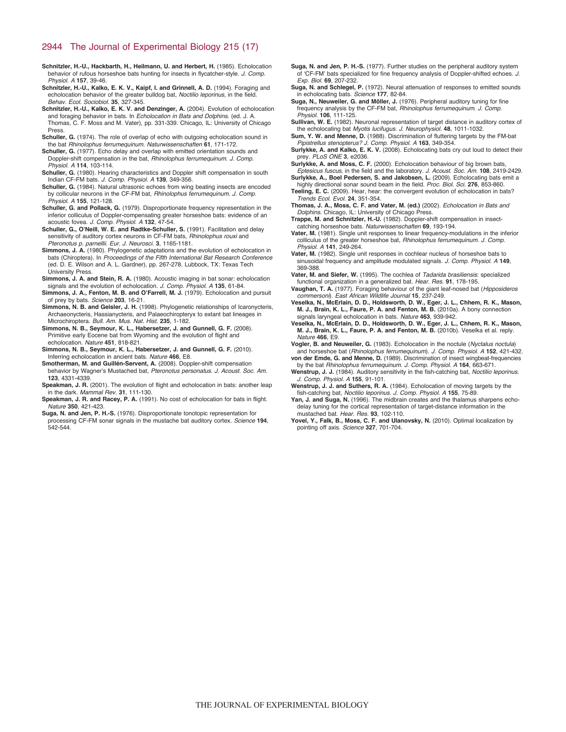**Schnitzler, H.-U., Hackbarth, H., Heilmann, U. and Herbert, H.** (1985). Echolocation behavior of rufous horseshoe bats hunting for insects in flycatcher-style. *J. Comp. Physiol. A* **157**, 39-46.

**Schnitzler, H.-U., Kalko, E. K. V., Kaipf, I. and Grinnell, A. D.** (1994). Foraging and echolocation behavior of the greater bulldog bat, *Noctilio leporinus*, in the field. *Behav. Ecol. Sociobiol.* **35**, 327-345.

**Schnitzler, H.-U., Kalko, E. K. V. and Denzinger, A.** (2004). Evolution of echolocation and foraging behavior in bats. In *Echolocation in Bats and Dolphins*. (ed. J. A. Thomas, C. F. Moss and M. Vater), pp. 331-339. Chicago, IL: University of Chicago Press.

**Schuller, G.** (1974). The role of overlap of echo with outgoing echolocation sound in the bat *Rhinolophus ferrumequinum*. *Naturwissenschaften* **61**, 171-172.

**Schuller, G.** (1977). Echo delay and overlap with emitted orientation sounds and Doppler-shift compensation in the bat, *Rhinolophus ferrumequinum*. *J. Comp. Physiol. A* **114**, 103-114.

**Schuller, G.** (1980). Hearing characteristics and Doppler shift compensation in south Indian CF-FM bats. *J. Comp. Physiol. A* **139**, 349-356.

**Schuller, G.** (1984). Natural ultrasonic echoes from wing beating insects are encoded by collicular neurons in the CF-FM bat, *Rhinolophus ferrumequinum*. *J. Comp. Physiol. A* **155**, 121-128.

**Schuller, G. and Pollack, G.** (1979). Disproportionate frequency representation in the inferior colliculus of Doppler-compensating greater horseshoe bats: evidence of an acoustic fovea. *J. Comp. Physiol. A* **132**, 47-54.

**Schuller, G., O'Neill, W. E. and Radtke-Schuller, S.** (1991). Facilitation and delay sensitivity of auditory cortex neurons in CF-FM bats, *Rhinolophus rouxi* and *Pteronotus p. parnellii*. *Eur. J. Neurosci.* **3**, 1165-1181.

**Simmons, J. A.** (1980). Phylogenetic adaptations and the evolution of echolocation in bats (Chiroptera). In *Proceedings of the Fifth International Bat Research Conference* (ed. D. E. Wilson and A. L. Gardner), pp. 267-278. Lubbock, TX: Texas Tech University Press.

**Simmons, J. A. and Stein, R. A.** (1980). Acoustic imaging in bat sonar: echolocation signals and the evolution of echolocation. *J. Comp. Physiol. A* **135**, 61-84.

**Simmons, J. A., Fenton, M. B. and O'Farrell, M. J.** (1979). Echolocation and pursuit of prey by bats. *Science* **203**, 16-21.

**Simmons, N. B. and Geisler, J. H.** (1998). Phylogenetic relationships of Icaronycteris, Archaeonycteris, Hassianycteris, and Palaeochiropteryx to extant bat lineages in Microchiroptera. *Bull. Am. Mus. Nat. Hist.* **235**, 1-182.

**Simmons, N. B., Seymour, K. L., Habersetzer, J. and Gunnell, G. F.** (2008). Primitive early Eocene bat from Wyoming and the evolution of flight and echolocation. *Nature* **451**, 818-821.

**Simmons, N. B., Seymour, K. L., Habersetzer, J. and Gunnell, G. F.** (2010). Inferring echolocation in ancient bats. *Nature* **466**, E8.

**Smotherman, M. and Guillén-Servent, A.** (2008). Doppler-shift compensation behavior by Wagner's Mustached bat, *Pteronotus personatus*. *J. Acoust. Soc. Am.* **123**, 4331-4339.

**Speakman, J. R.** (2001). The evolution of flight and echolocation in bats: another leap in the dark. *Mammal Rev.* **31**, 111-130.

**Speakman, J. R. and Racey, P. A.** (1991). No cost of echolocation for bats in flight. *Nature* **350**, 421-423.

**Suga, N. and Jen, P. H.-S.** (1976). Disproportionate tonotopic representation for processing CF-FM sonar signals in the mustache bat auditory cortex. *Science* **194**, 542-544.

**Suga, N. and Jen, P. H.-S.** (1977). Further studies on the peripheral auditory system of 'CF-FM' bats specialized for fine frequency analysis of Doppler-shifted echoes. *J. Exp. Biol.* **69**, 207-232.

**Suga, N. and Schlegel, P.** (1972). Neural attenuation of responses to emitted sounds in echolocating bats. *Science* **177**, 82-84.

**Suga, N., Neuweiler, G. and Möller, J.** (1976). Peripheral auditory tuning for fine frequency analysis by the CF-FM bat, *Rhinolophus ferrumequinum*. *J. Comp. Physiol.* **106**, 111-125.

**Sullivan, W. E.** (1982). Neuronal representation of target distance in auditory cortex of the echolocating bat *Myotis lucifugus*. *J. Neurophysiol.* **48**, 1011-1032.

**Sum, Y. W. and Menne, D.** (1988). Discrimination of fluttering targets by the FM-bat *Pipistrellus stenopterus*? *J. Comp. Physiol. A* **163**, 349-354.

**Surlykke, A. and Kalko, E. K. V.** (2008). Echolocating bats cry out loud to detect their prey. *PLoS ONE* **3**, e2036.

**Surlykke, A. and Moss, C. F.** (2000). Echolocation behaviour of big brown bats, *Eptesicus fuscus*, in the field and the laboratory. *J. Acoust. Soc. Am.* **108**, 2419-2429.

**Surlykke, A., Boel Pedersen, S. and Jakobsen, L.** (2009). Echolocating bats emit a highly directional sonar sound beam in the field. *Proc. Biol. Sci.* **276**, 853-860.

**Teeling, E. C.** (2009). Hear, hear: the convergent evolution of echolocation in bats? *Trends Ecol. Evol.* **24**, 351-354.

**Thomas, J. A., Moss, C. F. and Vater, M. (ed.)** (2002). *Echolocation in Bats and Dolphins*. Chicago, IL: University of Chicago Press.

**Trappe, M. and Schnitzler, H.-U.** (1982). Doppler-shift compensation in insect-catching horseshoe bats. *Naturwissenschaften* **69**, 193-194.

**Vater, M.** (1981). Single unit responses to linear frequency-modulations in the inferior colliculus of the greater horseshoe bat, *Rhinolophus ferrumequinum*. *J. Comp. Physiol. A* **141**, 249-264.

**Vater, M.** (1982). Single unit responses in cochlear nucleus of horseshoe bats to sinusoidal frequency and amplitude modulated signals. *J. Comp. Physiol. A* **149**, 369-388.

**Vater, M. and Siefer, W.** (1995). The cochlea of *Tadarida brasiliensis*: specialized functional organization in a generalized bat. *Hear. Res.* **91**, 178-195.

**Vaughan, T. A.** (1977). Foraging behaviour of the giant leaf-nosed bat (*Hipposideros commersoni*). *East African Wildlife Journal* **15**, 237-249.

**Veselka, N., McErlain, D. D., Holdsworth, D. W., Eger, J. L., Chhem, R. K., Mason, M. J., Brain, K. L., Faure, P. A. and Fenton, M. B.** (2010a). A bony connection signals laryngeal echolocation in bats. *Nature* **463**, 939-942.

**Veselka, N., McErlain, D. D., Holdsworth, D. W., Eger, J. L., Chhem, R. K., Mason, M. J., Brain, K. L., Faure, P. A. and Fenton, M. B.** (2010b). Veselka et al. reply. *Nature* **466**, E9.

**Vogler, B. and Neuweiler, G.** (1983). Echolocation in the noctule (*Nyctalus noctula*) and horseshoe bat (*Rhinolophus ferrumequinum*). *J. Comp. Physiol. A* **152**, 421-432.

**von der Emde, G. and Menne, D.** (1989). Discrimination of insect wingbeat-frequencies by the bat *Rhinolophus ferrumequinum*. *J. Comp. Physiol. A* **164**, 663-671.

**Wenstrup, J. J.** (1984). Auditory sensitivity in the fish-catching bat, *Noctilio leporinus*. *J. Comp. Physiol. A* **155**, 91-101.

**Wenstrup, J. J. and Suthers, R. A.** (1984). Echolocation of moving targets by the fish-catching bat, *Noctilio leporinus*. *J. Comp. Physiol. A* **155**, 75-89.

**Yan, J. and Suga, N.** (1996). The midbrain creates and the thalamus sharpens echo-delay tuning for the cortical representation of target-distance information in the mustached bat. *Hear. Res.* **93**, 102-110.

**Yovel, Y., Falk, B., Moss, C. F. and Ulanovsky, N.** (2010). Optimal localization by pointing off axis. *Science* **327**, 701-704.